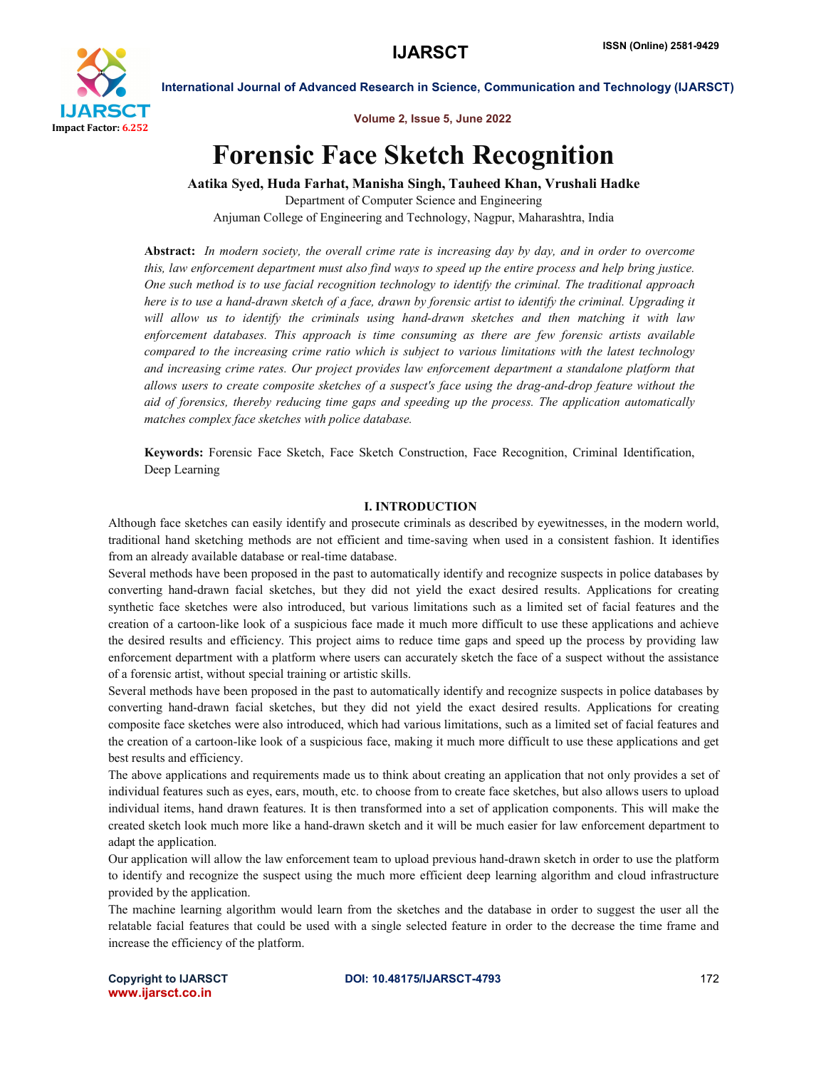# Forensic Face Sketch Recognition

**Aatika Syed, Huda Farhat, Manisha Singh, Tauheed Khan, Vrushali Hadke**

Department of Computer Science and Engineering

Anjuman College of Engineering and Technology, Nagpur, Maharashtra, India

**Abstract:** *In modern society, the overall crime rate is increasing day by day, and in order to overcome this, law enforcement department must also find ways to speed up the entire process and help bring justice. One such method is to use facial recognition technology to identify the criminal. The traditional approach here is to use a hand-drawn sketch of a face, drawn by forensic artist to identify the criminal. Upgrading it will allow us to identify the criminals using hand-drawn sketches and then matching it with law enforcement databases. This approach is time consuming as there are few forensic artists available compared to the increasing crime ratio which is subject to various limitations with the latest technology and increasing crime rates. Our project provides law enforcement department a standalone platform that allows users to create composite sketches of a suspect's face using the drag-and-drop feature without the aid of forensics, thereby reducing time gaps and speeding up the process. The application automatically matches complex face sketches with police database.*

**Keywords:** Forensic Face Sketch, Face Sketch Construction, Face Recognition, Criminal Identification, Deep Learning

## I. INTRODUCTION

Although face sketches can easily identify and prosecute criminals as described by eyewitnesses, in the modern world, traditional hand sketching methods are not efficient and time-saving when used in a consistent fashion. It identifies from an already available database or real-time database.

Several methods have been proposed in the past to automatically identify and recognize suspects in police databases by converting hand-drawn facial sketches, but they did not yield the exact desired results. Applications for creating synthetic face sketches were also introduced, but various limitations such as a limited set of facial features and the creation of a cartoon-like look of a suspicious face made it much more difficult to use these applications and achieve the desired results and efficiency. This project aims to reduce time gaps and speed up the process by providing law enforcement department with a platform where users can accurately sketch the face of a suspect without the assistance of a forensic artist, without special training or artistic skills.

Several methods have been proposed in the past to automatically identify and recognize suspects in police databases by converting hand-drawn facial sketches, but they did not yield the exact desired results. Applications for creating composite face sketches were also introduced, which had various limitations, such as a limited set of facial features and the creation of a cartoon-like look of a suspicious face, making it much more difficult to use these applications and get best results and efficiency.

The above applications and requirements made us to think about creating an application that not only provides a set of individual features such as eyes, ears, mouth, etc. to choose from to create face sketches, but also allows users to upload individual items, hand drawn features. It is then transformed into a set of application components. This will make the created sketch look much more like a hand-drawn sketch and it will be much easier for law enforcement department to adapt the application.

Our application will allow the law enforcement team to upload previous hand-drawn sketch in order to use the platform to identify and recognize the suspect using the much more efficient deep learning algorithm and cloud infrastructure provided by the application.

The machine learning algorithm would learn from the sketches and the database in order to suggest the user all the relatable facial features that could be used with a single selected feature in order to the decrease the time frame and increase the efficiency of the platform.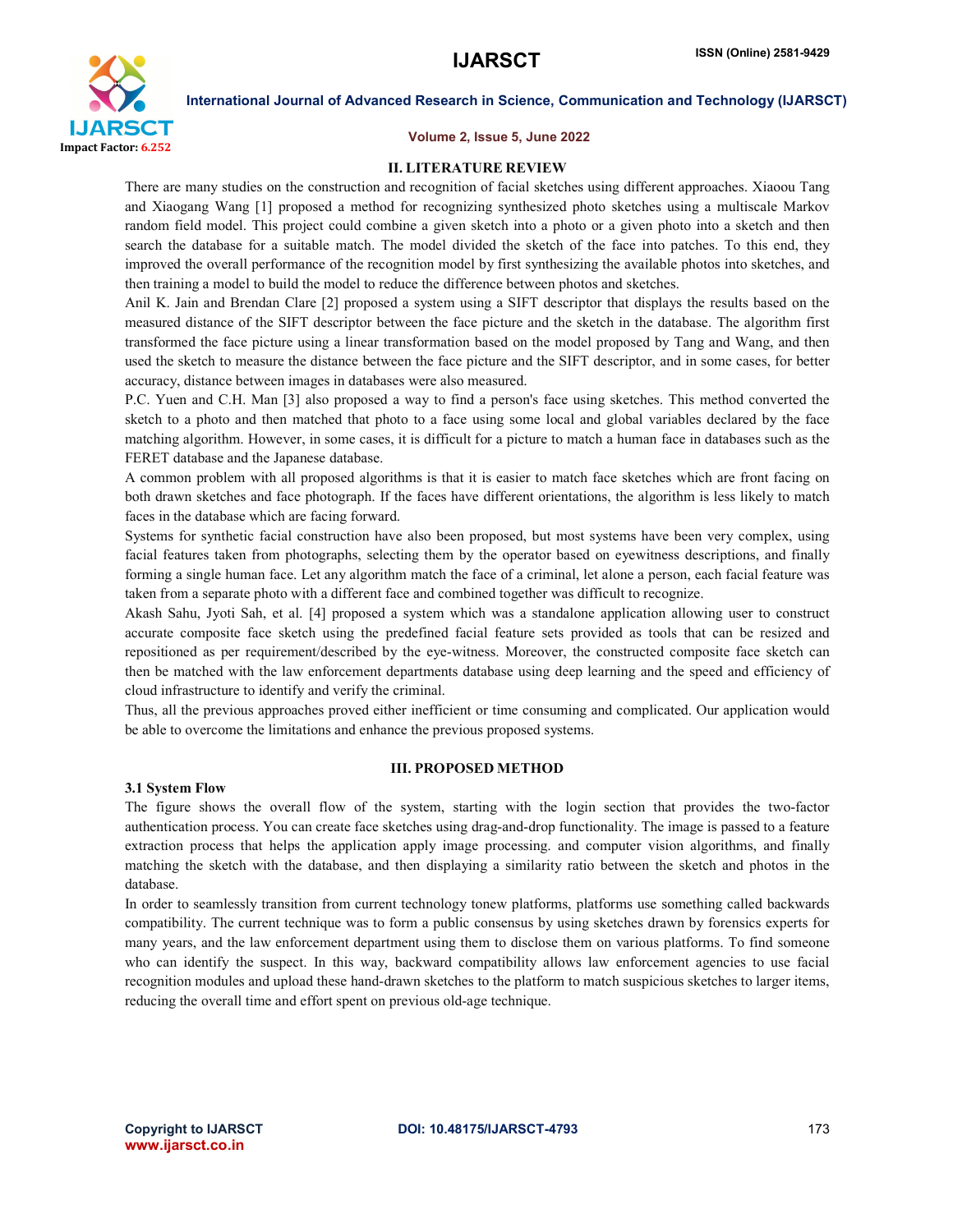## II. LITERATURE REVIEW

There are many studies on the construction and recognition of facial sketches using different approaches. Xiaoou Tang and Xiaogang Wang [1] proposed a method for recognizing synthesized photo sketches using a multiscale Markov random field model. This project could combine a given sketch into a photo or a given photo into a sketch and then search the database for a suitable match. The model divided the sketch of the face into patches. To this end, they improved the overall performance of the recognition model by first synthesizing the available photos into sketches, and then training a model to build the model to reduce the difference between photos and sketches.

Anil K. Jain and Brendan Clare [2] proposed a system using a SIFT descriptor that displays the results based on the measured distance of the SIFT descriptor between the face picture and the sketch in the database. The algorithm first transformed the face picture using a linear transformation based on the model proposed by Tang and Wang, and then used the sketch to measure the distance between the face picture and the SIFT descriptor, and in some cases, for better accuracy, distance between images in databases were also measured.

P.C. Yuen and C.H. Man [3] also proposed a way to find a person's face using sketches. This method converted the sketch to a photo and then matched that photo to a face using some local and global variables declared by the face matching algorithm. However, in some cases, it is difficult for a picture to match a human face in databases such as the FERET database and the Japanese database.

A common problem with all proposed algorithms is that it is easier to match face sketches which are front facing on both drawn sketches and face photograph. If the faces have different orientations, the algorithm is less likely to match faces in the database which are facing forward.

Systems for synthetic facial construction have also been proposed, but most systems have been very complex, using facial features taken from photographs, selecting them by the operator based on eyewitness descriptions, and finally forming a single human face. Let any algorithm match the face of a criminal, let alone a person, each facial feature was taken from a separate photo with a different face and combined together was difficult to recognize.

Akash Sahu, Jyoti Sah, et al. [4] proposed a system which was a standalone application allowing user to construct accurate composite face sketch using the predefined facial feature sets provided as tools that can be resized and repositioned as per requirement/described by the eye-witness. Moreover, the constructed composite face sketch can then be matched with the law enforcement departments database using deep learning and the speed and efficiency of cloud infrastructure to identify and verify the criminal.

Thus, all the previous approaches proved either inefficient or time consuming and complicated. Our application would be able to overcome the limitations and enhance the previous proposed systems.

## III. PROPOSED METHOD

### 3.1 System Flow

The figure shows the overall flow of the system, starting with the login section that provides the two-factor authentication process. You can create face sketches using drag-and-drop functionality. The image is passed to a feature extraction process that helps the application apply image processing. and computer vision algorithms, and finally matching the sketch with the database, and then displaying a similarity ratio between the sketch and photos in the database.

In order to seamlessly transition from current technology tonew platforms, platforms use something called backwards compatibility. The current technique was to form a public consensus by using sketches drawn by forensics experts for many years, and the law enforcement department using them to disclose them on various platforms. To find someone who can identify the suspect. In this way, backward compatibility allows law enforcement agencies to use facial recognition modules and upload these hand-drawn sketches to the platform to match suspicious sketches to larger items, reducing the overall time and effort spent on previous old-age technique.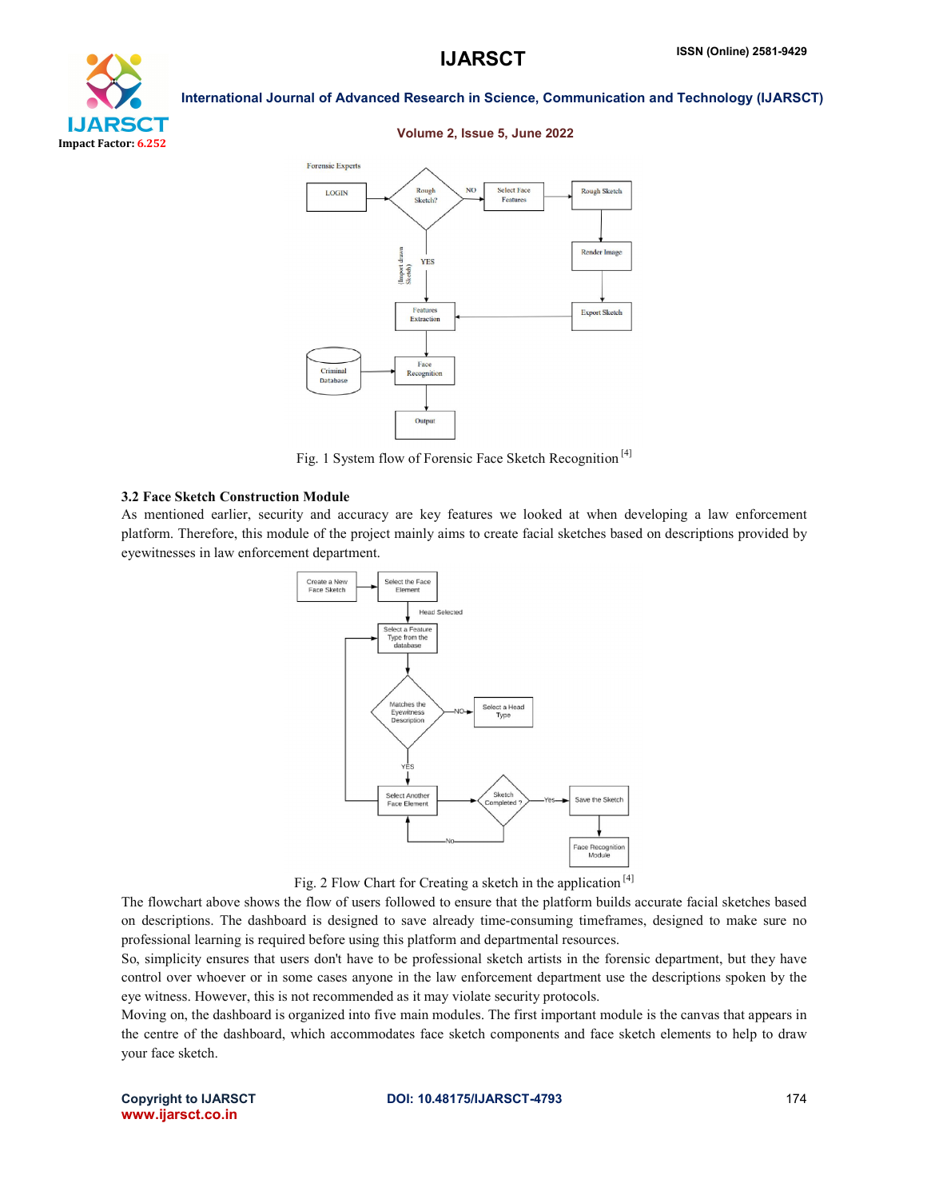Fig. 1 System flow of Forensic Face Sketch Recognition [4]

### 3.2 Face Sketch Construction Module

As mentioned earlier, security and accuracy are key features we looked at when developing a law enforcement platform. Therefore, this module of the project mainly aims to create facial sketches based on descriptions provided by eyewitnesses in law enforcement department.

Fig. 2 Flow Chart for Creating a sketch in the application [4]

The flowchart above shows the flow of users followed to ensure that the platform builds accurate facial sketches based on descriptions. The dashboard is designed to save already time-consuming timeframes, designed to make sure no professional learning is required before using this platform and departmental resources.

So, simplicity ensures that users don't have to be professional sketch artists in the forensic department, but they have control over whoever or in some cases anyone in the law enforcement department use the descriptions spoken by the eye witness. However, this is not recommended as it may violate security protocols.

Moving on, the dashboard is organized into five main modules. The first important module is the canvas that appears in the centre of the dashboard, which accommodates face sketch components and face sketch elements to help to draw your face sketch.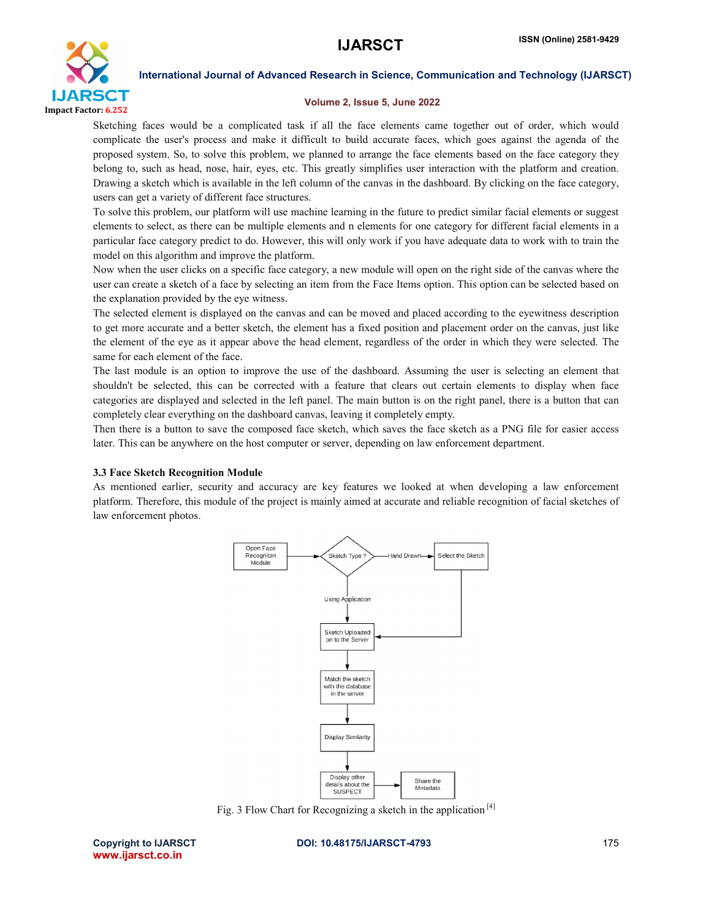Sketching faces would be a complicated task if all the face elements came together out of order, which would complicate the user's process and make it difficult to build accurate faces, which goes against the agenda of the proposed system. So, to solve this problem, we planned to arrange the face elements based on the face category they belong to, such as head, nose, hair, eyes, etc. This greatly simplifies user interaction with the platform and creation. Drawing a sketch which is available in the left column of the canvas in the dashboard. By clicking on the face category, users can get a variety of different face structures.

To solve this problem, our platform will use machine learning in the future to predict similar facial elements or suggest elements to select, as there can be multiple elements and n elements for one category for different facial elements in a particular face category predict to do. However, this will only work if you have adequate data to work with to train the model on this algorithm and improve the platform.

Now when the user clicks on a specific face category, a new module will open on the right side of the canvas where the user can create a sketch of a face by selecting an item from the Face Items option. This option can be selected based on the explanation provided by the eye witness.

The selected element is displayed on the canvas and can be moved and placed according to the eyewitness description to get more accurate and a better sketch, the element has a fixed position and placement order on the canvas, just like the element of the eye as it appear above the head element, regardless of the order in which they were selected. The same for each element of the face.

The last module is an option to improve the use of the dashboard. Assuming the user is selecting an element that shouldn't be selected, this can be corrected with a feature that clears out certain elements to display when face categories are displayed and selected in the left panel. The main button is on the right panel, there is a button that can completely clear everything on the dashboard canvas, leaving it completely empty.

Then there is a button to save the composed face sketch, which saves the face sketch as a PNG file for easier access later. This can be anywhere on the host computer or server, depending on law enforcement department.

### 3.3 Face Sketch Recognition Module

As mentioned earlier, security and accuracy are key features we looked at when developing a law enforcement platform. Therefore, this module of the project is mainly aimed at accurate and reliable recognition of facial sketches of law enforcement photos.

Fig. 3 Flow Chart for Recognizing a sketch in the application [4]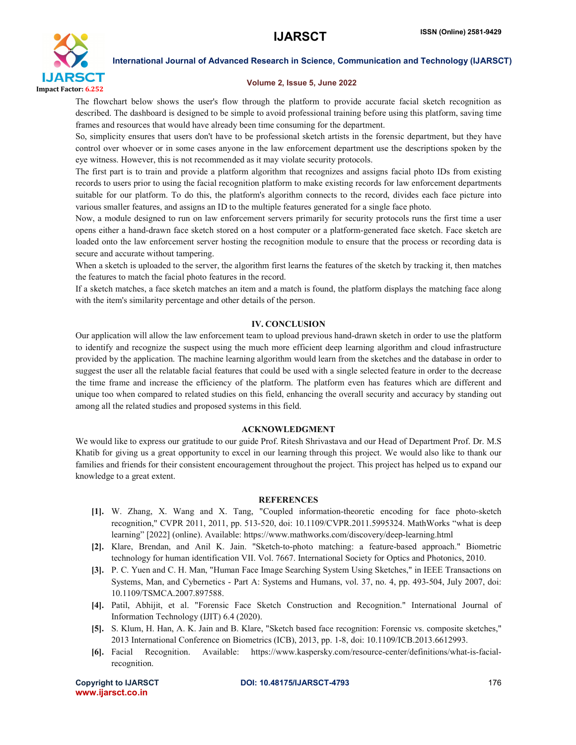The flowchart below shows the user's flow through the platform to provide accurate facial sketch recognition as described. The dashboard is designed to be simple to avoid professional training before using this platform, saving time frames and resources that would have already been time consuming for the department.

So, simplicity ensures that users don't have to be professional sketch artists in the forensic department, but they have control over whoever or in some cases anyone in the law enforcement department use the descriptions spoken by the eye witness. However, this is not recommended as it may violate security protocols.

The first part is to train and provide a platform algorithm that recognizes and assigns facial photo IDs from existing records to users prior to using the facial recognition platform to make existing records for law enforcement departments suitable for our platform. To do this, the platform's algorithm connects to the record, divides each face picture into various smaller features, and assigns an ID to the multiple features generated for a single face photo.

Now, a module designed to run on law enforcement servers primarily for security protocols runs the first time a user opens either a hand-drawn face sketch stored on a host computer or a platform-generated face sketch. Face sketch are loaded onto the law enforcement server hosting the recognition module to ensure that the process or recording data is secure and accurate without tampering.

When a sketch is uploaded to the server, the algorithm first learns the features of the sketch by tracking it, then matches the features to match the facial photo features in the record.

If a sketch matches, a face sketch matches an item and a match is found, the platform displays the matching face along with the item's similarity percentage and other details of the person.

## IV. CONCLUSION

Our application will allow the law enforcement team to upload previous hand-drawn sketch in order to use the platform to identify and recognize the suspect using the much more efficient deep learning algorithm and cloud infrastructure provided by the application. The machine learning algorithm would learn from the sketches and the database in order to suggest the user all the relatable facial features that could be used with a single selected feature in order to the decrease the time frame and increase the efficiency of the platform. The platform even has features which are different and unique too when compared to related studies on this field, enhancing the overall security and accuracy by standing out among all the related studies and proposed systems in this field.

## ACKNOWLEDGMENT

We would like to express our gratitude to our guide Prof. Ritesh Shrivastava and our Head of Department Prof. Dr. M.S Khatib for giving us a great opportunity to excel in our learning through this project. We would also like to thank our families and friends for their consistent encouragement throughout the project. This project has helped us to expand our knowledge to a great extent.

## REFERENCES

[1]. W. Zhang, X. Wang and X. Tang, "Coupled information-theoretic encoding for face photo-sketch recognition," CVPR 2011, 2011, pp. 513-520, doi: 10.1109/CVPR.2011.5995324. MathWorks "what is deep learning" [2022] (online). Available: https://www.mathworks.com/discovery/deep-learning.html

[2]. Klare, Brendan, and Anil K. Jain. "Sketch-to-photo matching: a feature-based approach." Biometric technology for human identification VII. Vol. 7667. International Society for Optics and Photonics, 2010.

[3]. P. C. Yuen and C. H. Man, "Human Face Image Searching System Using Sketches," in IEEE Transactions on Systems, Man, and Cybernetics - Part A: Systems and Humans, vol. 37, no. 4, pp. 493-504, July 2007, doi: 10.1109/TSMCA.2007.897588.

[4]. Patil, Abhijit, et al. "Forensic Face Sketch Construction and Recognition." International Journal of Information Technology (IJIT) 6.4 (2020).

[5]. S. Klum, H. Han, A. K. Jain and B. Klare, "Sketch based face recognition: Forensic vs. composite sketches," 2013 International Conference on Biometrics (ICB), 2013, pp. 1-8, doi: 10.1109/ICB.2013.6612993.

[6]. Facial Recognition. Available: https://www.kaspersky.com/resource-center/definitions/what-is-facial-recognition.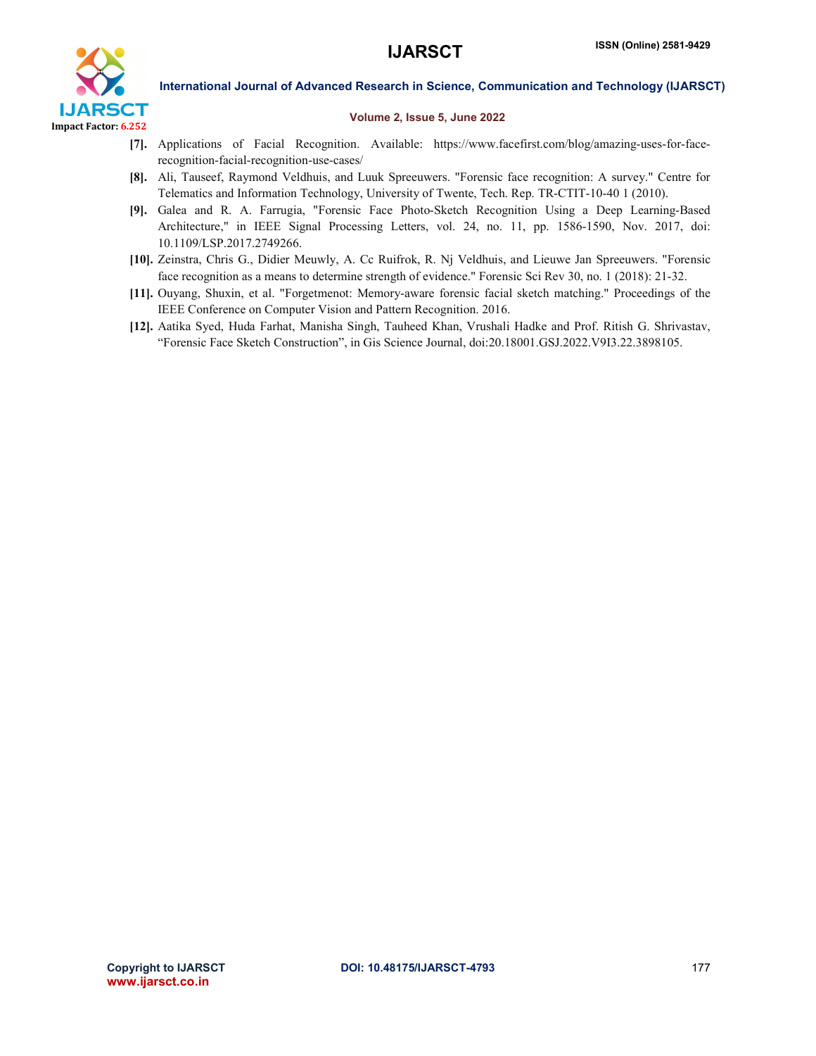[7]. Applications of Facial Recognition. Available: https://www.facefirst.com/blog/amazing-uses-for-face-recognition-facial-recognition-use-cases/

[8]. Ali, Tauseef, Raymond Veldhuis, and Luuk Spreeuwers. "Forensic face recognition: A survey." Centre for Telematics and Information Technology, University of Twente, Tech. Rep. TR-CTIT-10-40 1 (2010).

[9]. Galea and R. A. Farrugia, "Forensic Face Photo-Sketch Recognition Using a Deep Learning-Based Architecture," in IEEE Signal Processing Letters, vol. 24, no. 11, pp. 1586-1590, Nov. 2017, doi: 10.1109/LSP.2017.2749266.

[10]. Zeinstra, Chris G., Didier Meuwly, A. Cc Ruifrok, R. Nj Veldhuis, and Lieuwe Jan Spreeuwers. "Forensic face recognition as a means to determine strength of evidence." Forensic Sci Rev 30, no. 1 (2018): 21-32.

[11]. Ouyang, Shuxin, et al. "Forgetmenot: Memory-aware forensic facial sketch matching." Proceedings of the IEEE Conference on Computer Vision and Pattern Recognition. 2016.

[12]. Aatika Syed, Huda Farhat, Manisha Singh, Tauheed Khan, Vrushali Hadke and Prof. Ritish G. Shrivastav, "Forensic Face Sketch Construction", in Gis Science Journal, doi:20.18001.GSJ.2022.V9I3.22.3898105.